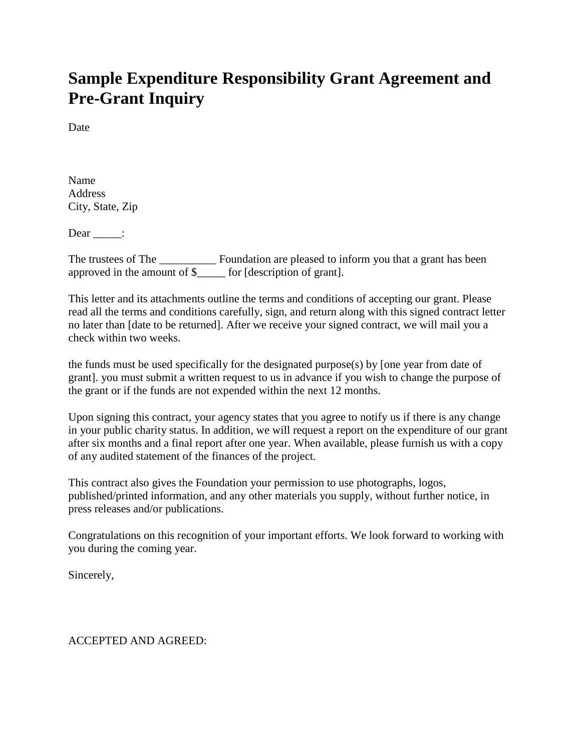# Sample Expenditure Responsibility Grant Agreement and Pre-Grant Inquiry

Date

Name  
Address  
City, State, Zip

Dear _____:

The trustees of The __________ Foundation are pleased to inform you that a grant has been approved in the amount of $_____ for [description of grant].

This letter and its attachments outline the terms and conditions of accepting our grant. Please read all the terms and conditions carefully, sign, and return along with this signed contract letter no later than [date to be returned]. After we receive your signed contract, we will mail you a check within two weeks.

the funds must be used specifically for the designated purpose(s) by [one year from date of grant]. you must submit a written request to us in advance if you wish to change the purpose of the grant or if the funds are not expended within the next 12 months.

Upon signing this contract, your agency states that you agree to notify us if there is any change in your public charity status. In addition, we will request a report on the expenditure of our grant after six months and a final report after one year. When available, please furnish us with a copy of any audited statement of the finances of the project.

This contract also gives the Foundation your permission to use photographs, logos, published/printed information, and any other materials you supply, without further notice, in press releases and/or publications.

Congratulations on this recognition of your important efforts. We look forward to working with you during the coming year.

Sincerely,

ACCEPTED AND AGREED: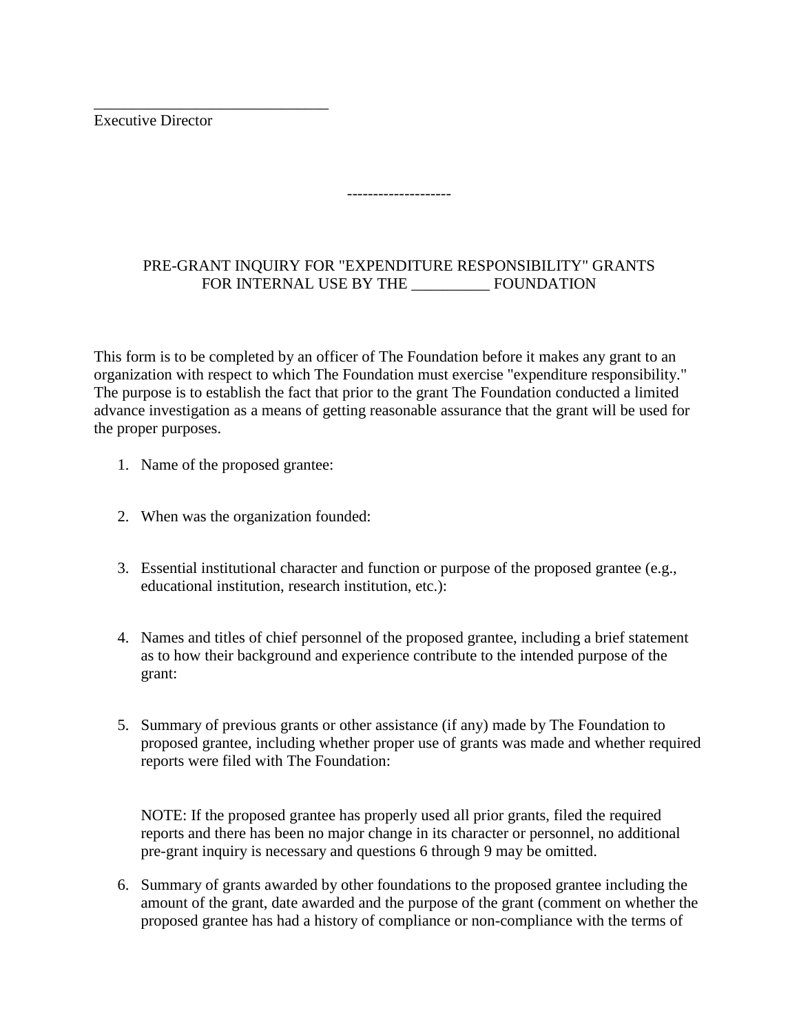______________________________
Executive Director

--------------------

PRE-GRANT INQUIRY FOR "EXPENDITURE RESPONSIBILITY" GRANTS
FOR INTERNAL USE BY THE __________ FOUNDATION

This form is to be completed by an officer of The Foundation before it makes any grant to an organization with respect to which The Foundation must exercise "expenditure responsibility." The purpose is to establish the fact that prior to the grant The Foundation conducted a limited advance investigation as a means of getting reasonable assurance that the grant will be used for the proper purposes.

1. Name of the proposed grantee:

2. When was the organization founded:

3. Essential institutional character and function or purpose of the proposed grantee (e.g., educational institution, research institution, etc.):

4. Names and titles of chief personnel of the proposed grantee, including a brief statement as to how their background and experience contribute to the intended purpose of the grant:

5. Summary of previous grants or other assistance (if any) made by The Foundation to proposed grantee, including whether proper use of grants was made and whether required reports were filed with The Foundation:

   NOTE: If the proposed grantee has properly used all prior grants, filed the required reports and there has been no major change in its character or personnel, no additional pre-grant inquiry is necessary and questions 6 through 9 may be omitted.

6. Summary of grants awarded by other foundations to the proposed grantee including the amount of the grant, date awarded and the purpose of the grant (comment on whether the proposed grantee has had a history of compliance or non-compliance with the terms of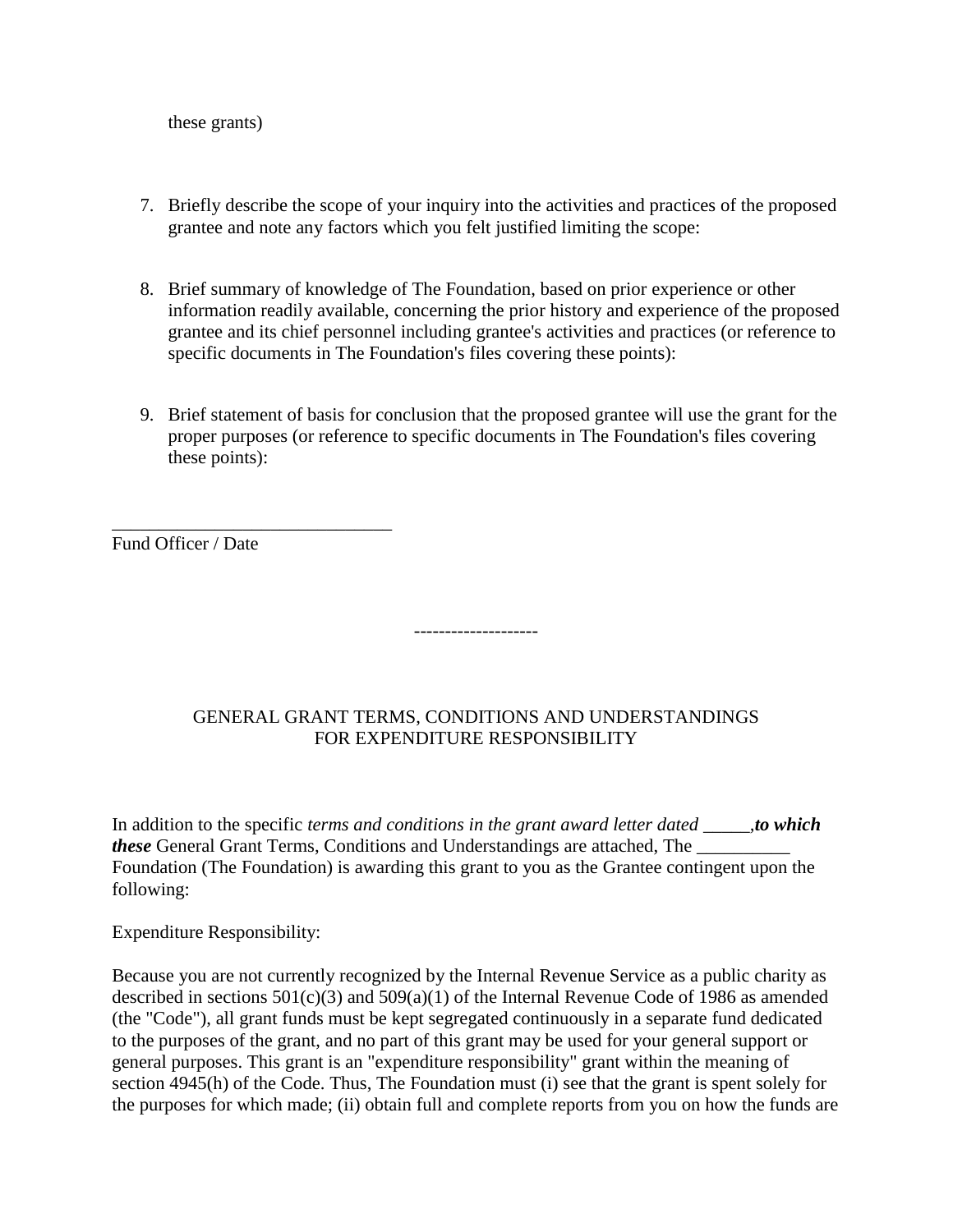these grants)

7. Briefly describe the scope of your inquiry into the activities and practices of the proposed grantee and note any factors which you felt justified limiting the scope:

8. Brief summary of knowledge of The Foundation, based on prior experience or other information readily available, concerning the prior history and experience of the proposed grantee and its chief personnel including grantee's activities and practices (or reference to specific documents in The Foundation's files covering these points):

9. Brief statement of basis for conclusion that the proposed grantee will use the grant for the proper purposes (or reference to specific documents in The Foundation's files covering these points):

______________________________
Fund Officer / Date

--------------------

GENERAL GRANT TERMS, CONDITIONS AND UNDERSTANDINGS
FOR EXPENDITURE RESPONSIBILITY

In addition to the specific *terms and conditions in the grant award letter dated* _____,***to which these*** General Grant Terms, Conditions and Understandings are attached, The __________ Foundation (The Foundation) is awarding this grant to you as the Grantee contingent upon the following:

Expenditure Responsibility:

Because you are not currently recognized by the Internal Revenue Service as a public charity as described in sections 501(c)(3) and 509(a)(1) of the Internal Revenue Code of 1986 as amended (the "Code"), all grant funds must be kept segregated continuously in a separate fund dedicated to the purposes of the grant, and no part of this grant may be used for your general support or general purposes. This grant is an "expenditure responsibility" grant within the meaning of section 4945(h) of the Code. Thus, The Foundation must (i) see that the grant is spent solely for the purposes for which made; (ii) obtain full and complete reports from you on how the funds are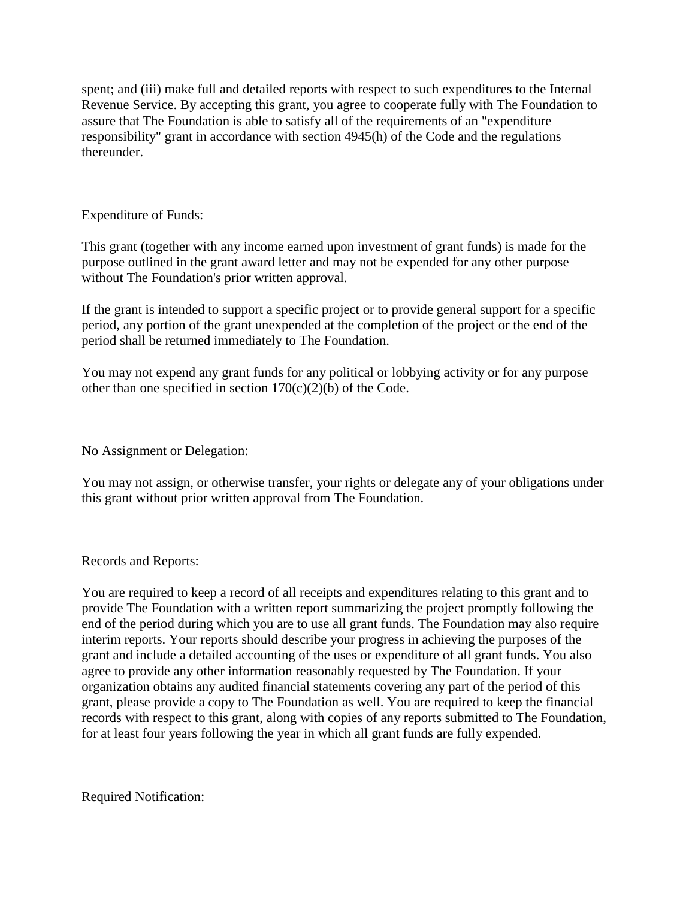spent; and (iii) make full and detailed reports with respect to such expenditures to the Internal Revenue Service. By accepting this grant, you agree to cooperate fully with The Foundation to assure that The Foundation is able to satisfy all of the requirements of an "expenditure responsibility" grant in accordance with section 4945(h) of the Code and the regulations thereunder.

Expenditure of Funds:

This grant (together with any income earned upon investment of grant funds) is made for the purpose outlined in the grant award letter and may not be expended for any other purpose without The Foundation's prior written approval.

If the grant is intended to support a specific project or to provide general support for a specific period, any portion of the grant unexpended at the completion of the project or the end of the period shall be returned immediately to The Foundation.

You may not expend any grant funds for any political or lobbying activity or for any purpose other than one specified in section 170(c)(2)(b) of the Code.

No Assignment or Delegation:

You may not assign, or otherwise transfer, your rights or delegate any of your obligations under this grant without prior written approval from The Foundation.

Records and Reports:

You are required to keep a record of all receipts and expenditures relating to this grant and to provide The Foundation with a written report summarizing the project promptly following the end of the period during which you are to use all grant funds. The Foundation may also require interim reports. Your reports should describe your progress in achieving the purposes of the grant and include a detailed accounting of the uses or expenditure of all grant funds. You also agree to provide any other information reasonably requested by The Foundation. If your organization obtains any audited financial statements covering any part of the period of this grant, please provide a copy to The Foundation as well. You are required to keep the financial records with respect to this grant, along with copies of any reports submitted to The Foundation, for at least four years following the year in which all grant funds are fully expended.

Required Notification: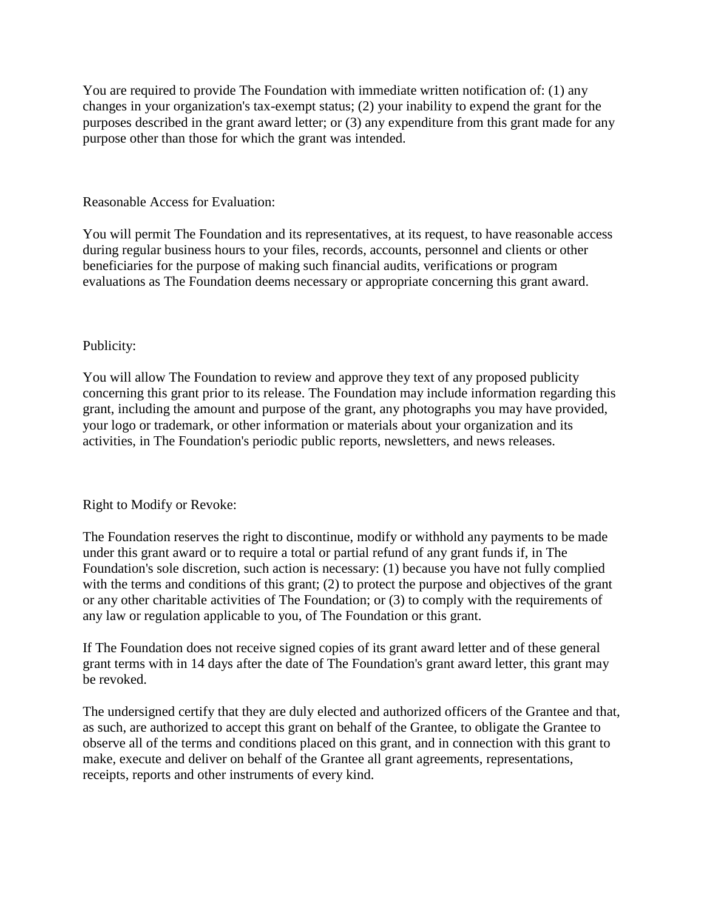You are required to provide The Foundation with immediate written notification of: (1) any changes in your organization's tax-exempt status; (2) your inability to expend the grant for the purposes described in the grant award letter; or (3) any expenditure from this grant made for any purpose other than those for which the grant was intended.

Reasonable Access for Evaluation:

You will permit The Foundation and its representatives, at its request, to have reasonable access during regular business hours to your files, records, accounts, personnel and clients or other beneficiaries for the purpose of making such financial audits, verifications or program evaluations as The Foundation deems necessary or appropriate concerning this grant award.

Publicity:

You will allow The Foundation to review and approve they text of any proposed publicity concerning this grant prior to its release. The Foundation may include information regarding this grant, including the amount and purpose of the grant, any photographs you may have provided, your logo or trademark, or other information or materials about your organization and its activities, in The Foundation's periodic public reports, newsletters, and news releases.

Right to Modify or Revoke:

The Foundation reserves the right to discontinue, modify or withhold any payments to be made under this grant award or to require a total or partial refund of any grant funds if, in The Foundation's sole discretion, such action is necessary: (1) because you have not fully complied with the terms and conditions of this grant; (2) to protect the purpose and objectives of the grant or any other charitable activities of The Foundation; or (3) to comply with the requirements of any law or regulation applicable to you, of The Foundation or this grant.

If The Foundation does not receive signed copies of its grant award letter and of these general grant terms with in 14 days after the date of The Foundation's grant award letter, this grant may be revoked.

The undersigned certify that they are duly elected and authorized officers of the Grantee and that, as such, are authorized to accept this grant on behalf of the Grantee, to obligate the Grantee to observe all of the terms and conditions placed on this grant, and in connection with this grant to make, execute and deliver on behalf of the Grantee all grant agreements, representations, receipts, reports and other instruments of every kind.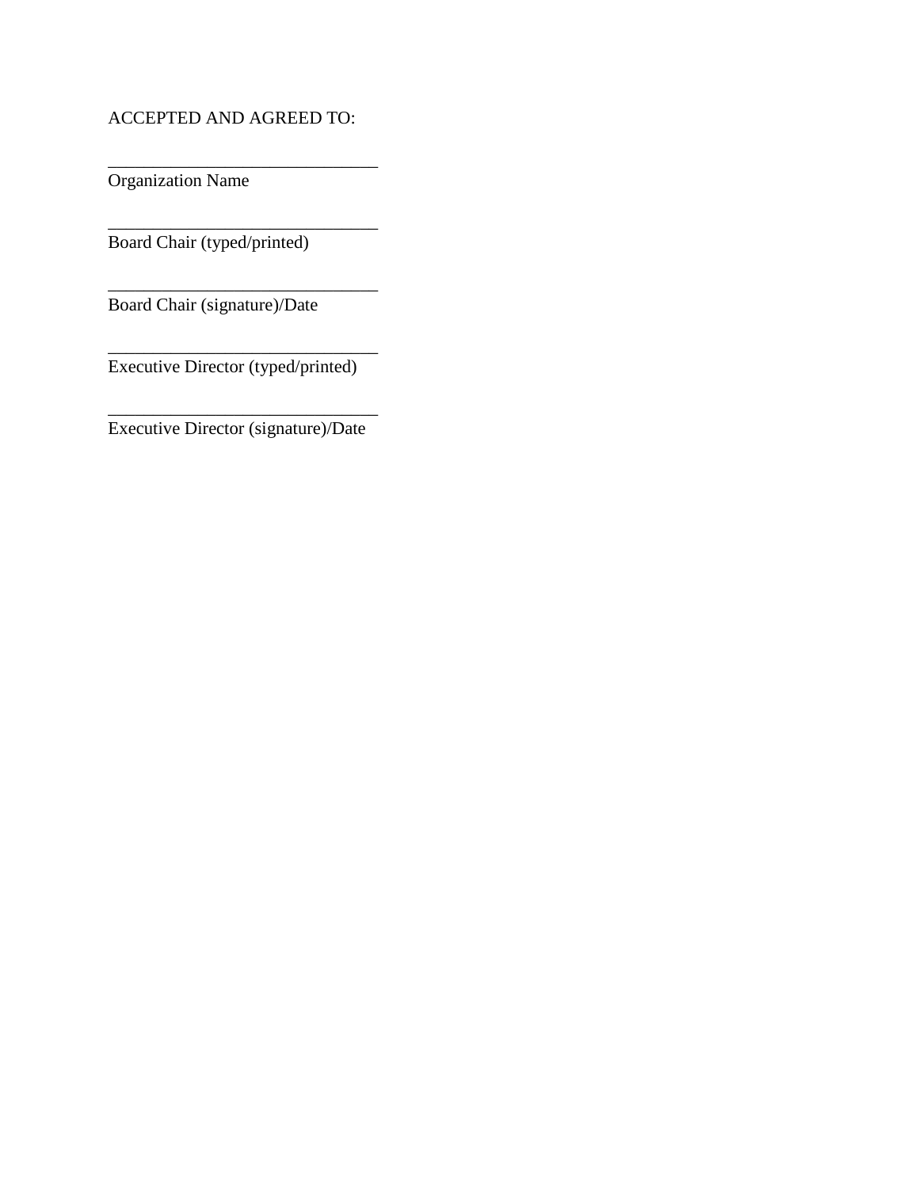ACCEPTED AND AGREED TO:

______________________________
Organization Name

______________________________
Board Chair (typed/printed)

______________________________
Board Chair (signature)/Date

______________________________
Executive Director (typed/printed)

______________________________
Executive Director (signature)/Date